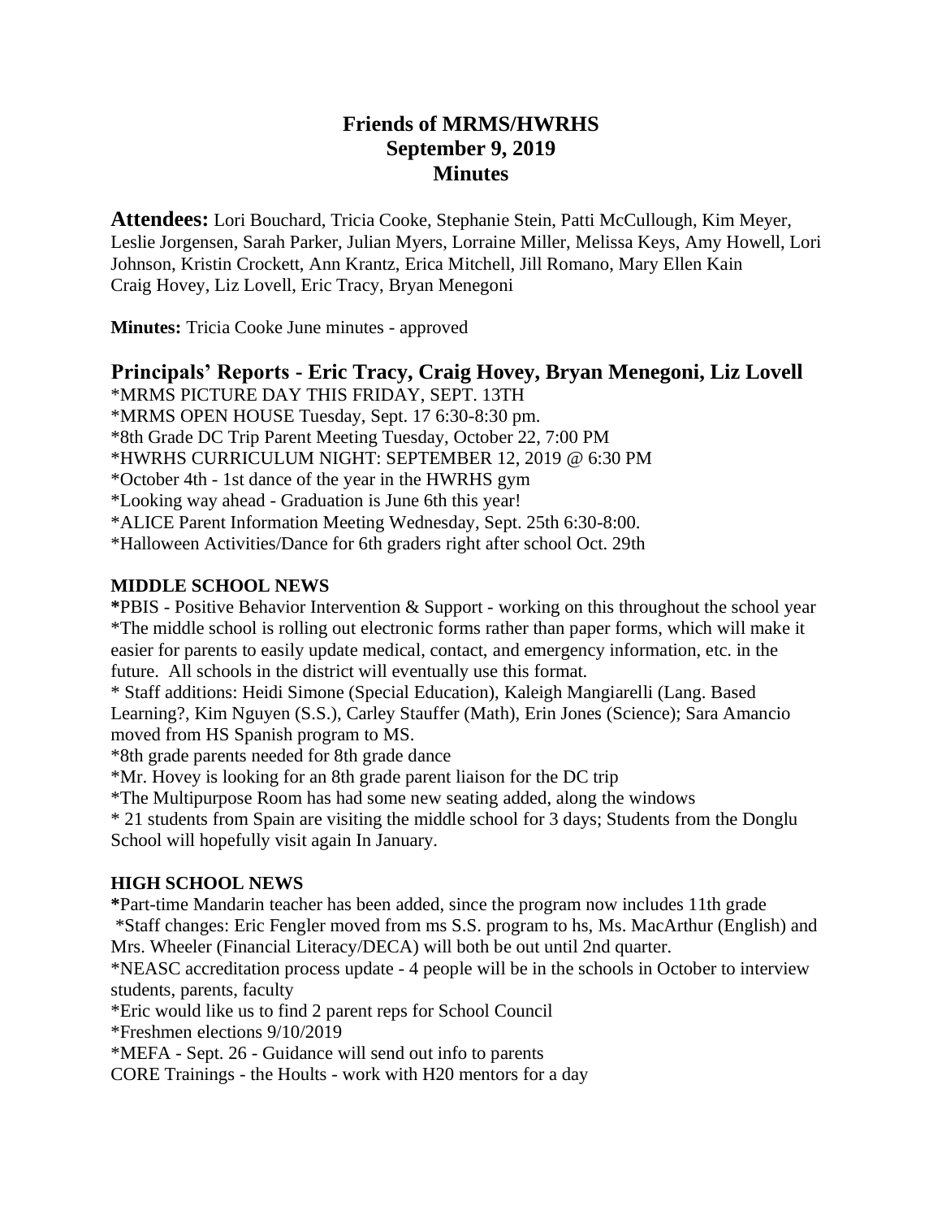# Friends of MRMS/HWRHS
## September 9, 2019
## Minutes

**Attendees:** Lori Bouchard, Tricia Cooke, Stephanie Stein, Patti McCullough, Kim Meyer, Leslie Jorgensen, Sarah Parker, Julian Myers, Lorraine Miller, Melissa Keys, Amy Howell, Lori Johnson, Kristin Crockett, Ann Krantz, Erica Mitchell, Jill Romano, Mary Ellen Kain Craig Hovey, Liz Lovell, Eric Tracy, Bryan Menegoni

**Minutes:** Tricia Cooke June minutes - approved

## Principals' Reports - Eric Tracy, Craig Hovey, Bryan Menegoni, Liz Lovell

*MRMS PICTURE DAY THIS FRIDAY, SEPT. 13TH
*MRMS OPEN HOUSE Tuesday, Sept. 17 6:30-8:30 pm.
*8th Grade DC Trip Parent Meeting Tuesday, October 22, 7:00 PM
*HWRHS CURRICULUM NIGHT: SEPTEMBER 12, 2019 @ 6:30 PM
*October 4th - 1st dance of the year in the HWRHS gym
*Looking way ahead - Graduation is June 6th this year!
*ALICE Parent Information Meeting Wednesday, Sept. 25th 6:30-8:00.
*Halloween Activities/Dance for 6th graders right after school Oct. 29th

### MIDDLE SCHOOL NEWS

*PBIS - Positive Behavior Intervention & Support - working on this throughout the school year
*The middle school is rolling out electronic forms rather than paper forms, which will make it easier for parents to easily update medical, contact, and emergency information, etc. in the future. All schools in the district will eventually use this format.
* Staff additions: Heidi Simone (Special Education), Kaleigh Mangiarelli (Lang. Based Learning?, Kim Nguyen (S.S.), Carley Stauffer (Math), Erin Jones (Science); Sara Amancio moved from HS Spanish program to MS.
*8th grade parents needed for 8th grade dance
*Mr. Hovey is looking for an 8th grade parent liaison for the DC trip
*The Multipurpose Room has had some new seating added, along the windows
* 21 students from Spain are visiting the middle school for 3 days; Students from the Donglu School will hopefully visit again In January.

### HIGH SCHOOL NEWS

*Part-time Mandarin teacher has been added, since the program now includes 11th grade
*Staff changes: Eric Fengler moved from ms S.S. program to hs, Ms. MacArthur (English) and Mrs. Wheeler (Financial Literacy/DECA) will both be out until 2nd quarter.
*NEASC accreditation process update - 4 people will be in the schools in October to interview students, parents, faculty
*Eric would like us to find 2 parent reps for School Council
*Freshmen elections 9/10/2019
*MEFA - Sept. 26 - Guidance will send out info to parents
CORE Trainings - the Hoults - work with H20 mentors for a day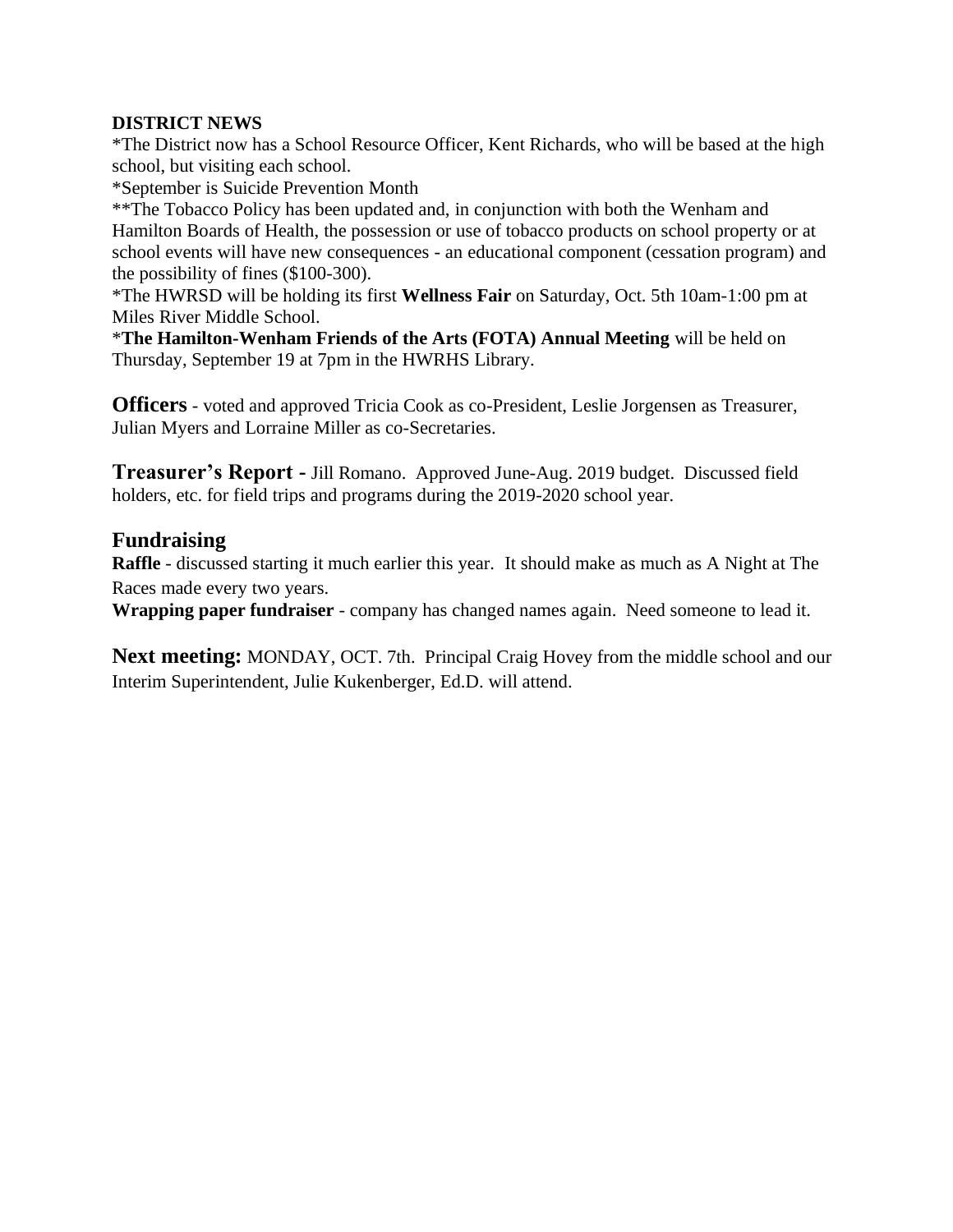**DISTRICT NEWS**

*The District now has a School Resource Officer, Kent Richards, who will be based at the high school, but visiting each school.

*September is Suicide Prevention Month

**The Tobacco Policy has been updated and, in conjunction with both the Wenham and Hamilton Boards of Health, the possession or use of tobacco products on school property or at school events will have new consequences - an educational component (cessation program) and the possibility of fines ($100-300).

*The HWRSD will be holding its first **Wellness Fair** on Saturday, Oct. 5th 10am-1:00 pm at Miles River Middle School.

***The Hamilton-Wenham Friends of the Arts (FOTA) Annual Meeting** will be held on Thursday, September 19 at 7pm in the HWRHS Library.

**Officers** - voted and approved Tricia Cook as co-President, Leslie Jorgensen as Treasurer, Julian Myers and Lorraine Miller as co-Secretaries.

**Treasurer's Report -** Jill Romano. Approved June-Aug. 2019 budget. Discussed field holders, etc. for field trips and programs during the 2019-2020 school year.

## Fundraising

**Raffle** - discussed starting it much earlier this year. It should make as much as A Night at The Races made every two years.

**Wrapping paper fundraiser** - company has changed names again. Need someone to lead it.

**Next meeting:** MONDAY, OCT. 7th. Principal Craig Hovey from the middle school and our Interim Superintendent, Julie Kukenberger, Ed.D. will attend.